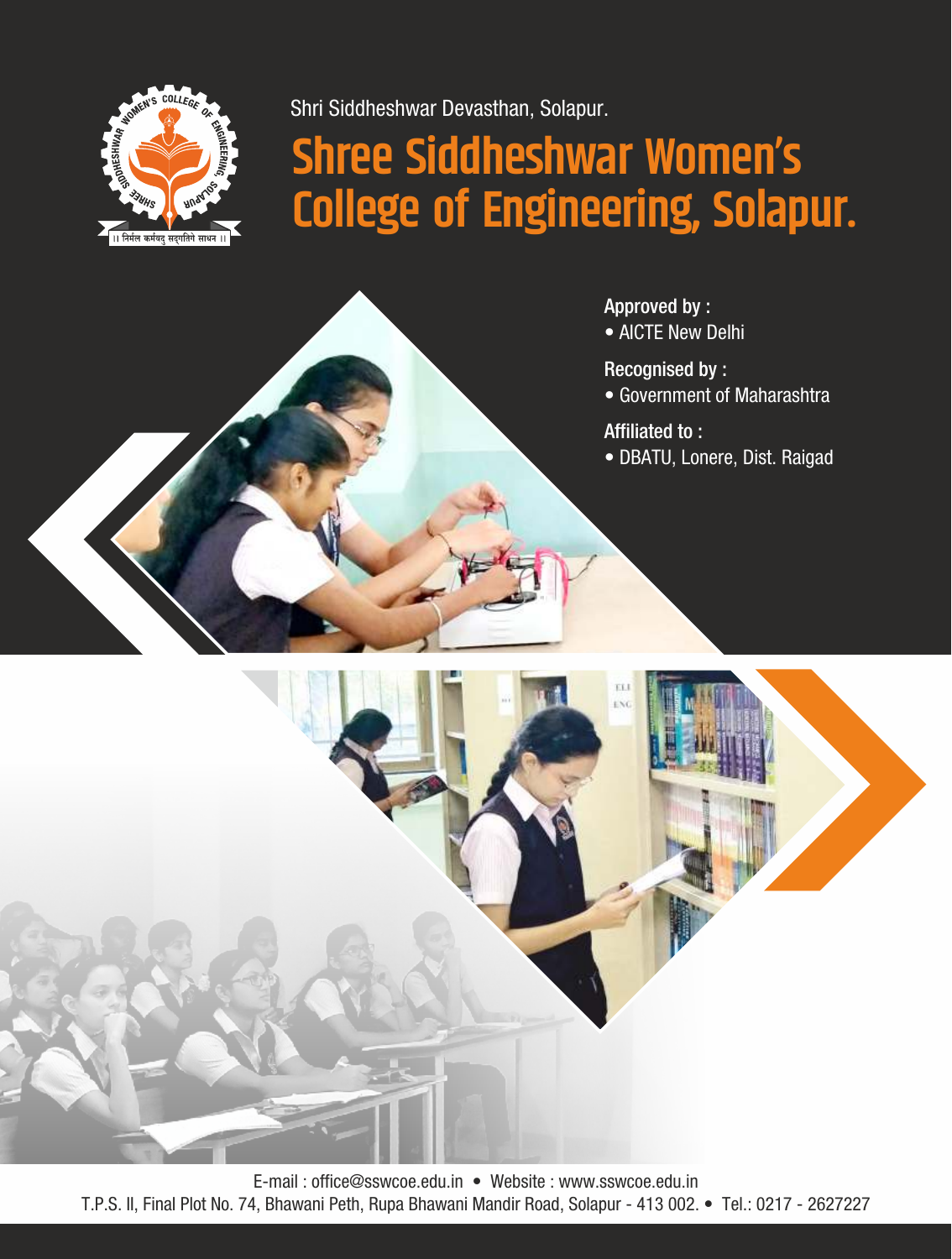Shri Siddheshwar Devasthan, Solapur.

# Shree Siddheshwar Women's College of Engineering, Solapur.

**Approved by :**
- AICTE New Delhi

**Recognised by :**
- Government of Maharashtra

**Affiliated to :**
- DBATU, Lonere, Dist. Raigad

E-mail : office@sswcoe.edu.in • Website : www.sswcoe.edu.in
T.P.S. II, Final Plot No. 74, Bhawani Peth, Rupa Bhawani Mandir Road, Solapur - 413 002. • Tel.: 0217 - 2627227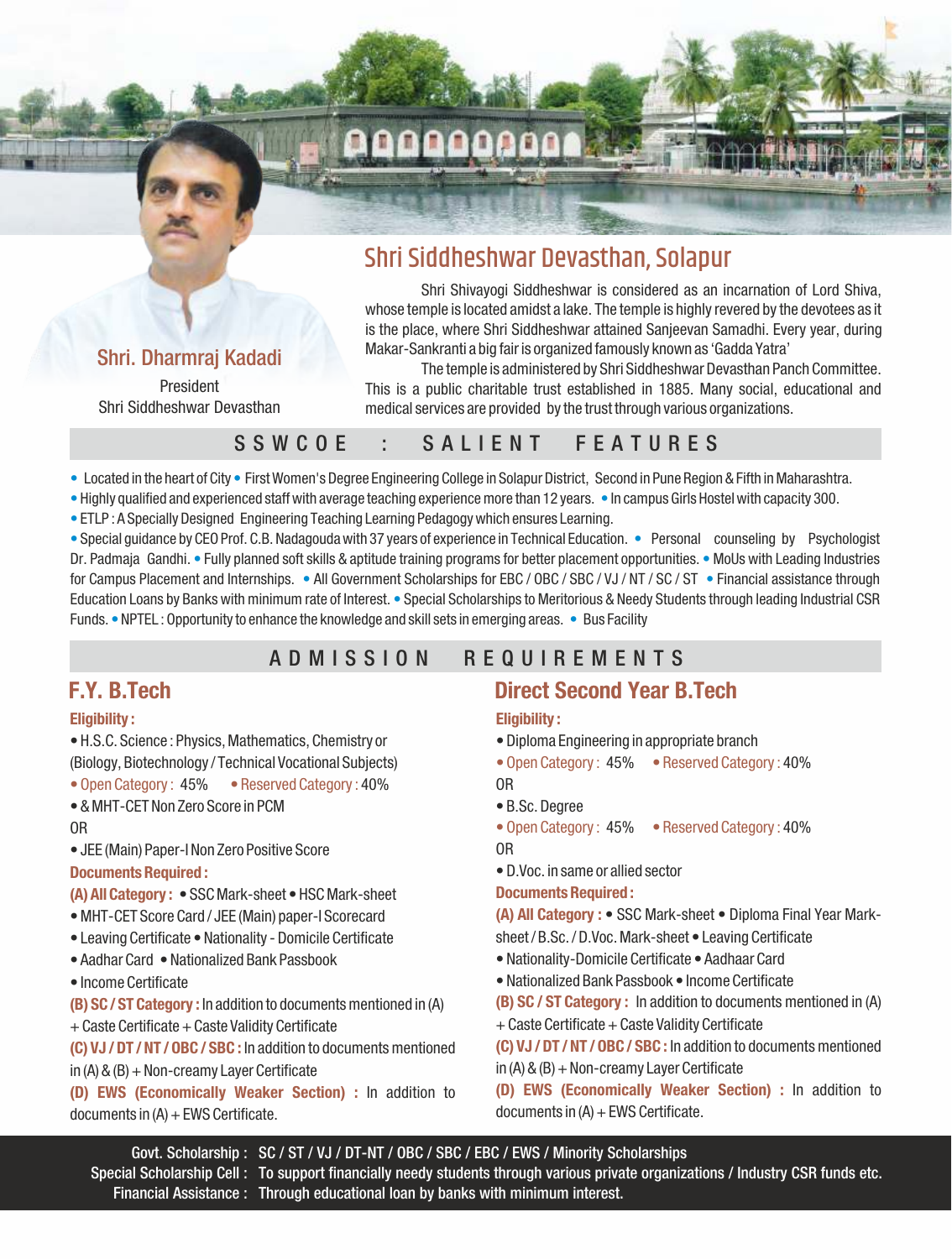Shri. Dharmraj Kadadi

President

Shri Siddheshwar Devasthan

## Shri Siddheshwar Devasthan, Solapur

Shri Shivayogi Siddheshwar is considered as an incarnation of Lord Shiva, whose temple is located amidst a lake. The temple is highly revered by the devotees as it is the place, where Shri Siddheshwar attained Sanjeevan Samadhi. Every year, during Makar-Sankranti a big fair is organized famously known as 'Gadda Yatra'

The temple is administered by Shri Siddheshwar Devasthan Panch Committee. This is a public charitable trust established in 1885. Many social, educational and medical services are provided by the trust through various organizations.

## SSWCOE : SALIENT FEATURES

• Located in the heart of City • First Women's Degree Engineering College in Solapur District, Second in Pune Region & Fifth in Maharashtra.
• Highly qualified and experienced staff with average teaching experience more than 12 years. • In campus Girls Hostel with capacity 300.
• ETLP : A Specially Designed Engineering Teaching Learning Pedagogy which ensures Learning.
• Special guidance by CEO Prof. C.B. Nadagouda with 37 years of experience in Technical Education. • Personal counseling by Psychologist Dr. Padmaja Gandhi. • Fully planned soft skills & aptitude training programs for better placement opportunities. • MoUs with Leading Industries for Campus Placement and Internships. • All Government Scholarships for EBC / OBC / SBC / VJ / NT / SC / ST • Financial assistance through Education Loans by Banks with minimum rate of Interest. • Special Scholarships to Meritorious & Needy Students through leading Industrial CSR Funds. • NPTEL : Opportunity to enhance the knowledge and skill sets in emerging areas. • Bus Facility

## ADMISSION REQUIREMENTS

### F.Y. B.Tech

**Eligibility :**

• H.S.C. Science : Physics, Mathematics, Chemistry or (Biology, Biotechnology / Technical Vocational Subjects)

• Open Category : 45% • Reserved Category : 40%

• & MHT-CET Non Zero Score in PCM

OR

• JEE (Main) Paper-I Non Zero Positive Score

**Documents Required :**

**(A) All Category :** • SSC Mark-sheet • HSC Mark-sheet
• MHT-CET Score Card / JEE (Main) paper-I Scorecard
• Leaving Certificate • Nationality - Domicile Certificate
• Aadhar Card • Nationalized Bank Passbook
• Income Certificate

**(B) SC / ST Category :** In addition to documents mentioned in (A) + Caste Certificate + Caste Validity Certificate

**(C) VJ / DT / NT / OBC / SBC :** In addition to documents mentioned in (A) & (B) + Non-creamy Layer Certificate

**(D) EWS (Economically Weaker Section) :** In addition to documents in (A) + EWS Certificate.

### Direct Second Year B.Tech

**Eligibility :**

• Diploma Engineering in appropriate branch

• Open Category : 45% • Reserved Category : 40%

OR

• B.Sc. Degree

• Open Category : 45% • Reserved Category : 40%

OR

• D.Voc. in same or allied sector

**Documents Required :**

**(A) All Category :** • SSC Mark-sheet • Diploma Final Year Mark-sheet / B.Sc. / D.Voc. Mark-sheet • Leaving Certificate
• Nationality-Domicile Certificate • Aadhaar Card
• Nationalized Bank Passbook • Income Certificate

**(B) SC / ST Category :** In addition to documents mentioned in (A) + Caste Certificate + Caste Validity Certificate

**(C) VJ / DT / NT / OBC / SBC :** In addition to documents mentioned in (A) & (B) + Non-creamy Layer Certificate

**(D) EWS (Economically Weaker Section) :** In addition to documents in (A) + EWS Certificate.

Govt. Scholarship : SC / ST / VJ / DT-NT / OBC / SBC / EBC / EWS / Minority Scholarships
Special Scholarship Cell : To support financially needy students through various private organizations / Industry CSR funds etc.
Financial Assistance : Through educational loan by banks with minimum interest.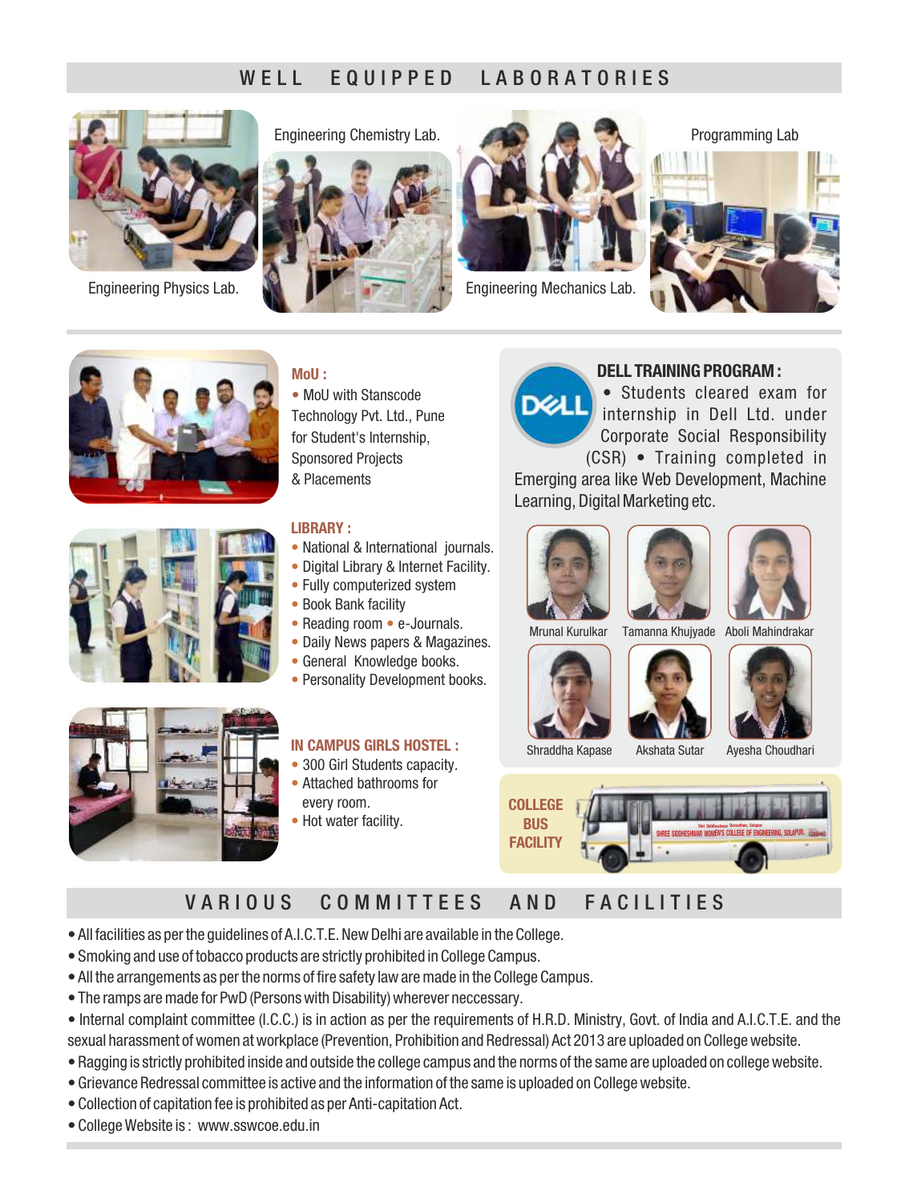## WELL EQUIPPED LABORATORIES

Engineering Physics Lab.

Engineering Chemistry Lab.

Engineering Mechanics Lab.

Programming Lab

**MoU :**

- MoU with Stanscode Technology Pvt. Ltd., Pune for Student's Internship, Sponsored Projects & Placements

**LIBRARY :**

- National & International journals.
- Digital Library & Internet Facility.
- Fully computerized system
- Book Bank facility
- Reading room • e-Journals.
- Daily News papers & Magazines.
- General Knowledge books.
- Personality Development books.

**IN CAMPUS GIRLS HOSTEL :**

- 300 Girl Students capacity.
- Attached bathrooms for every room.
- Hot water facility.

**DELL TRAINING PROGRAM :**

- Students cleared exam for internship in Dell Ltd. under Corporate Social Responsibility (CSR)
- Training completed in Emerging area like Web Development, Machine Learning, Digital Marketing etc.

Mrunal Kurulkar, Tamanna Khujyade, Aboli Mahindrakar

Shraddha Kapase, Akshata Sutar, Ayesha Choudhari

**COLLEGE BUS FACILITY**

## VARIOUS COMMITTEES AND FACILITIES

- All facilities as per the guidelines of A.I.C.T.E. New Delhi are available in the College.
- Smoking and use of tobacco products are strictly prohibited in College Campus.
- All the arrangements as per the norms of fire safety law are made in the College Campus.
- The ramps are made for PwD (Persons with Disability) wherever neccessary.
- Internal complaint committee (I.C.C.) is in action as per the requirements of H.R.D. Ministry, Govt. of India and A.I.C.T.E. and the sexual harassment of women at workplace (Prevention, Prohibition and Redressal) Act 2013 are uploaded on College website.
- Ragging is strictly prohibited inside and outside the college campus and the norms of the same are uploaded on college website.
- Grievance Redressal committee is active and the information of the same is uploaded on College website.
- Collection of capitation fee is prohibited as per Anti-capitation Act.
- College Website is : www.sswcoe.edu.in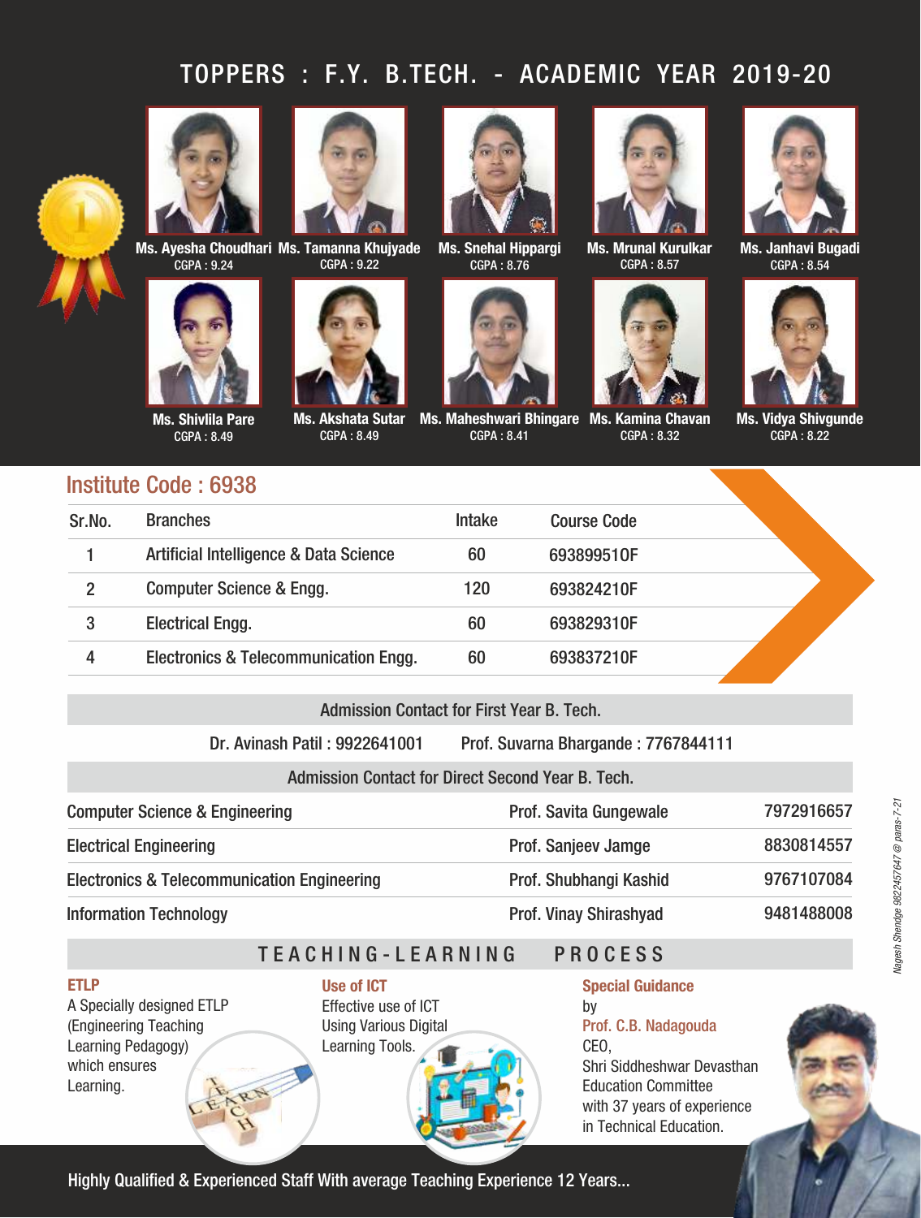# TOPPERS : F.Y. B.TECH. - ACADEMIC YEAR 2019-20

Ms. Ayesha Choudhari
CGPA : 9.24

Ms. Tamanna Khujyade
CGPA : 9.22

Ms. Snehal Hippargi
CGPA : 8.76

Ms. Mrunal Kurulkar
CGPA : 8.57

Ms. Janhavi Bugadi
CGPA : 8.54

Ms. Shivlila Pare
CGPA : 8.49

Ms. Akshata Sutar
CGPA : 8.49

Ms. Maheshwari Bhingare
CGPA : 8.41

Ms. Kamina Chavan
CGPA : 8.32

Ms. Vidya Shivgunde
CGPA : 8.22

## Institute Code : 6938

| Sr.No. | Branches | Intake | Course Code |
|---|---|---|---|
| 1 | Artificial Intelligence & Data Science | 60 | 693899510F |
| 2 | Computer Science & Engg. | 120 | 693824210F |
| 3 | Electrical Engg. | 60 | 693829310F |
| 4 | Electronics & Telecommunication Engg. | 60 | 693837210F |

### Admission Contact for First Year B. Tech.

Dr. Avinash Patil : 9922641001    Prof. Suvarna Bhargande : 7767844111

### Admission Contact for Direct Second Year B. Tech.

| | | |
|---|---|---|
| Computer Science & Engineering | Prof. Savita Gungewale | 7972916657 |
| Electrical Engineering | Prof. Sanjeev Jamge | 8830814557 |
| Electronics & Telecommunication Engineering | Prof. Shubhangi Kashid | 9767107084 |
| Information Technology | Prof. Vinay Shirashyad | 9481488008 |

## TEACHING-LEARNING PROCESS

**ETLP**
A Specially designed ETLP (Engineering Teaching Learning Pedagogy) which ensures Learning.

**Use of ICT**
Effective use of ICT Using Various Digital Learning Tools.

**Special Guidance**
by
**Prof. C.B. Nadagouda**
CEO,
Shri Siddheshwar Devasthan Education Committee
with 37 years of experience in Technical Education.

Highly Qualified & Experienced Staff With average Teaching Experience 12 Years...